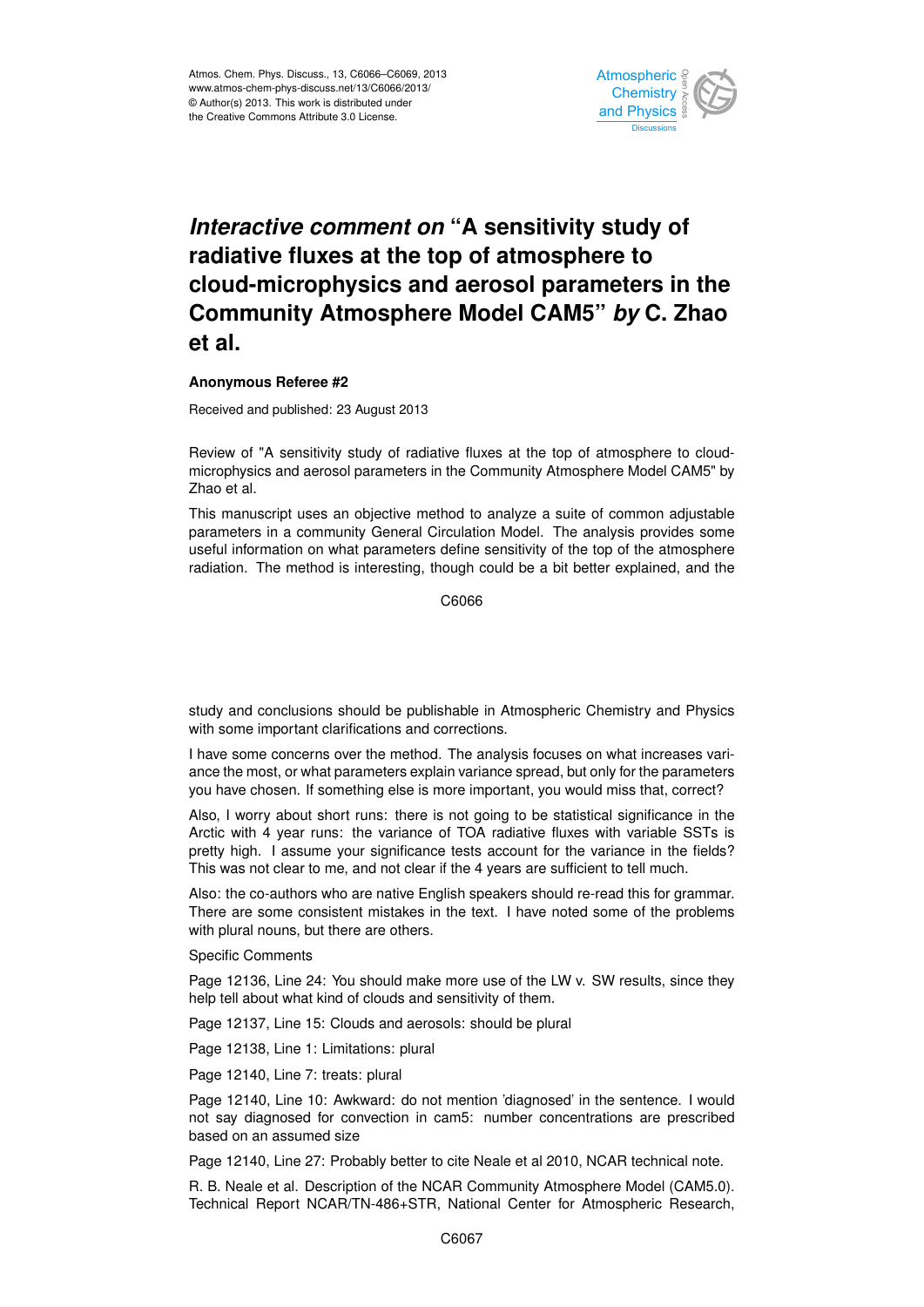# *Interactive comment on* "A sensitivity study of radiative fluxes at the top of atmosphere to cloud-microphysics and aerosol parameters in the Community Atmosphere Model CAM5" *by* C. Zhao et al.

**Anonymous Referee #2**

Received and published: 23 August 2013

Review of "A sensitivity study of radiative fluxes at the top of atmosphere to cloud-microphysics and aerosol parameters in the Community Atmosphere Model CAM5" by Zhao et al.

This manuscript uses an objective method to analyze a suite of common adjustable parameters in a community General Circulation Model. The analysis provides some useful information on what parameters define sensitivity of the top of the atmosphere radiation. The method is interesting, though could be a bit better explained, and the study and conclusions should be publishable in Atmospheric Chemistry and Physics with some important clarifications and corrections.

I have some concerns over the method. The analysis focuses on what increases variance the most, or what parameters explain variance spread, but only for the parameters you have chosen. If something else is more important, you would miss that, correct?

Also, I worry about short runs: there is not going to be statistical significance in the Arctic with 4 year runs: the variance of TOA radiative fluxes with variable SSTs is pretty high. I assume your significance tests account for the variance in the fields? This was not clear to me, and not clear if the 4 years are sufficient to tell much.

Also: the co-authors who are native English speakers should re-read this for grammar. There are some consistent mistakes in the text. I have noted some of the problems with plural nouns, but there are others.

Specific Comments

Page 12136, Line 24: You should make more use of the LW v. SW results, since they help tell about what kind of clouds and sensitivity of them.

Page 12137, Line 15: Clouds and aerosols: should be plural

Page 12138, Line 1: Limitations: plural

Page 12140, Line 7: treats: plural

Page 12140, Line 10: Awkward: do not mention 'diagnosed' in the sentence. I would not say diagnosed for convection in cam5: number concentrations are prescribed based on an assumed size

Page 12140, Line 27: Probably better to cite Neale et al 2010, NCAR technical note.

R. B. Neale et al. Description of the NCAR Community Atmosphere Model (CAM5.0). Technical Report NCAR/TN-486+STR, National Center for Atmospheric Research,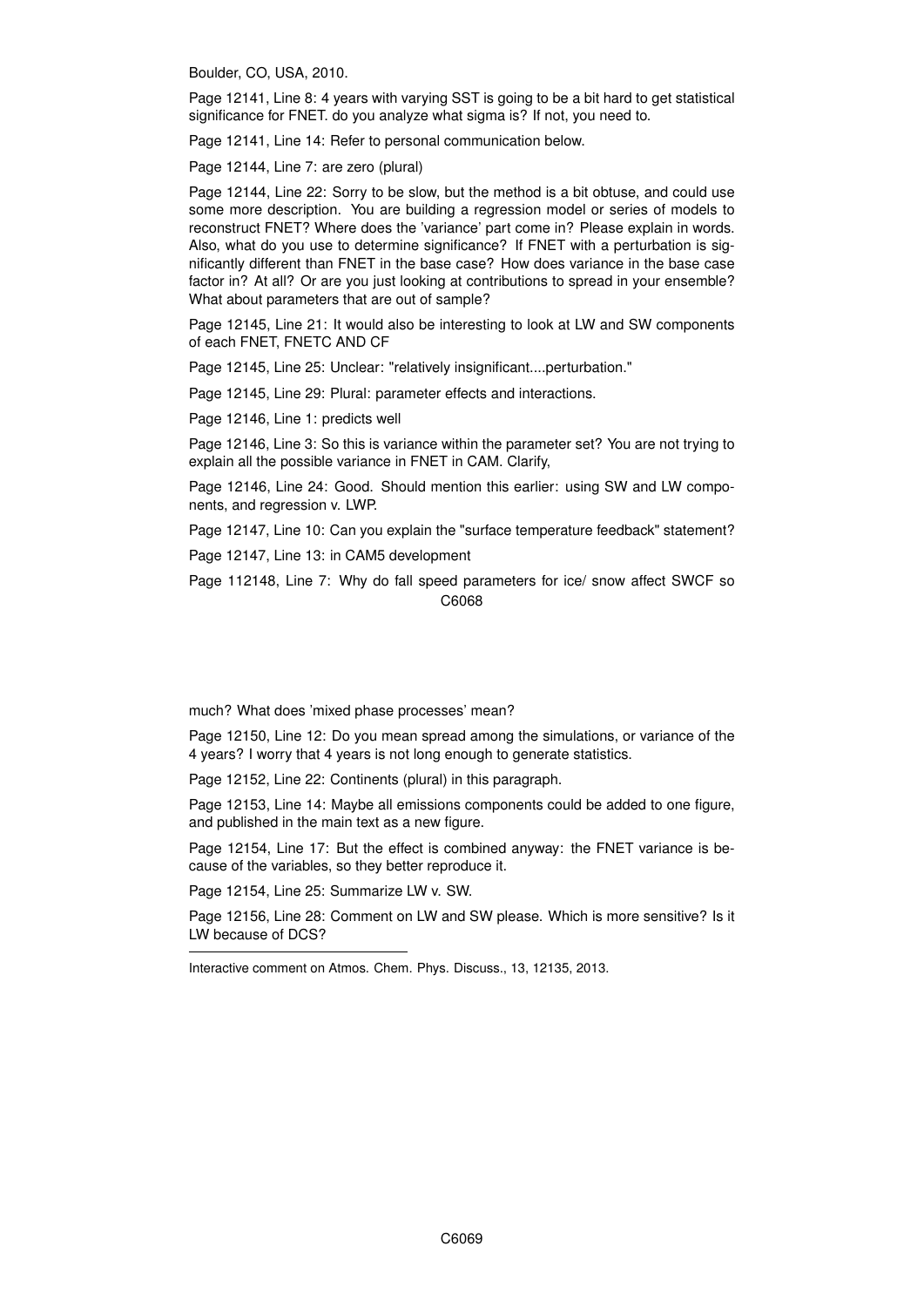Boulder, CO, USA, 2010.

Page 12141, Line 8: 4 years with varying SST is going to be a bit hard to get statistical significance for FNET. do you analyze what sigma is? If not, you need to.

Page 12141, Line 14: Refer to personal communication below.

Page 12144, Line 7: are zero (plural)

Page 12144, Line 22: Sorry to be slow, but the method is a bit obtuse, and could use some more description. You are building a regression model or series of models to reconstruct FNET? Where does the 'variance' part come in? Please explain in words. Also, what do you use to determine significance? If FNET with a perturbation is significantly different than FNET in the base case? How does variance in the base case factor in? At all? Or are you just looking at contributions to spread in your ensemble? What about parameters that are out of sample?

Page 12145, Line 21: It would also be interesting to look at LW and SW components of each FNET, FNETC AND CF

Page 12145, Line 25: Unclear: "relatively insignificant....perturbation."

Page 12145, Line 29: Plural: parameter effects and interactions.

Page 12146, Line 1: predicts well

Page 12146, Line 3: So this is variance within the parameter set? You are not trying to explain all the possible variance in FNET in CAM. Clarify,

Page 12146, Line 24: Good. Should mention this earlier: using SW and LW components, and regression v. LWP.

Page 12147, Line 10: Can you explain the "surface temperature feedback" statement?

Page 12147, Line 13: in CAM5 development

Page 112148, Line 7: Why do fall speed parameters for ice/ snow affect SWCF so much? What does 'mixed phase processes' mean?

Page 12150, Line 12: Do you mean spread among the simulations, or variance of the 4 years? I worry that 4 years is not long enough to generate statistics.

Page 12152, Line 22: Continents (plural) in this paragraph.

Page 12153, Line 14: Maybe all emissions components could be added to one figure, and published in the main text as a new figure.

Page 12154, Line 17: But the effect is combined anyway: the FNET variance is because of the variables, so they better reproduce it.

Page 12154, Line 25: Summarize LW v. SW.

Page 12156, Line 28: Comment on LW and SW please. Which is more sensitive? Is it LW because of DCS?

---

Interactive comment on Atmos. Chem. Phys. Discuss., 13, 12135, 2013.